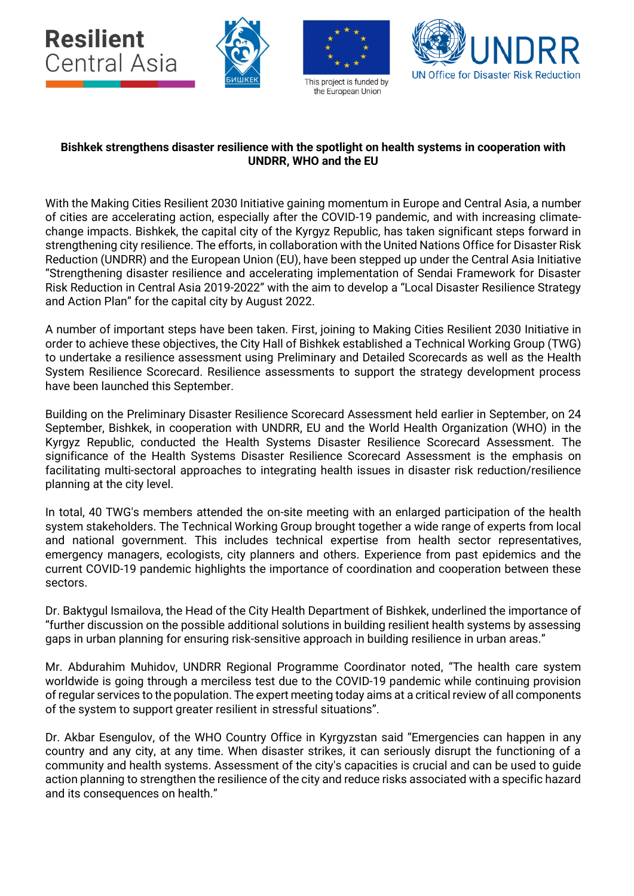Resilient Central Asia

This project is funded by the European Union

UNDRR
UN Office for Disaster Risk Reduction

**Bishkek strengthens disaster resilience with the spotlight on health systems in cooperation with UNDRR, WHO and the EU**

With the Making Cities Resilient 2030 Initiative gaining momentum in Europe and Central Asia, a number of cities are accelerating action, especially after the COVID-19 pandemic, and with increasing climate-change impacts. Bishkek, the capital city of the Kyrgyz Republic, has taken significant steps forward in strengthening city resilience. The efforts, in collaboration with the United Nations Office for Disaster Risk Reduction (UNDRR) and the European Union (EU), have been stepped up under the Central Asia Initiative "Strengthening disaster resilience and accelerating implementation of Sendai Framework for Disaster Risk Reduction in Central Asia 2019-2022" with the aim to develop a "Local Disaster Resilience Strategy and Action Plan" for the capital city by August 2022.

A number of important steps have been taken. First, joining to Making Cities Resilient 2030 Initiative in order to achieve these objectives, the City Hall of Bishkek established a Technical Working Group (TWG) to undertake a resilience assessment using Preliminary and Detailed Scorecards as well as the Health System Resilience Scorecard. Resilience assessments to support the strategy development process have been launched this September.

Building on the Preliminary Disaster Resilience Scorecard Assessment held earlier in September, on 24 September, Bishkek, in cooperation with UNDRR, EU and the World Health Organization (WHO) in the Kyrgyz Republic, conducted the Health Systems Disaster Resilience Scorecard Assessment. The significance of the Health Systems Disaster Resilience Scorecard Assessment is the emphasis on facilitating multi-sectoral approaches to integrating health issues in disaster risk reduction/resilience planning at the city level.

In total, 40 TWG's members attended the on-site meeting with an enlarged participation of the health system stakeholders. The Technical Working Group brought together a wide range of experts from local and national government. This includes technical expertise from health sector representatives, emergency managers, ecologists, city planners and others. Experience from past epidemics and the current COVID-19 pandemic highlights the importance of coordination and cooperation between these sectors.

Dr. Baktygul Ismailova, the Head of the City Health Department of Bishkek, underlined the importance of "further discussion on the possible additional solutions in building resilient health systems by assessing gaps in urban planning for ensuring risk-sensitive approach in building resilience in urban areas."

Mr. Abdurahim Muhidov, UNDRR Regional Programme Coordinator noted, "The health care system worldwide is going through a merciless test due to the COVID-19 pandemic while continuing provision of regular services to the population. The expert meeting today aims at a critical review of all components of the system to support greater resilient in stressful situations".

Dr. Akbar Esengulov, of the WHO Country Office in Kyrgyzstan said "Emergencies can happen in any country and any city, at any time. When disaster strikes, it can seriously disrupt the functioning of a community and health systems. Assessment of the city's capacities is crucial and can be used to guide action planning to strengthen the resilience of the city and reduce risks associated with a specific hazard and its consequences on health."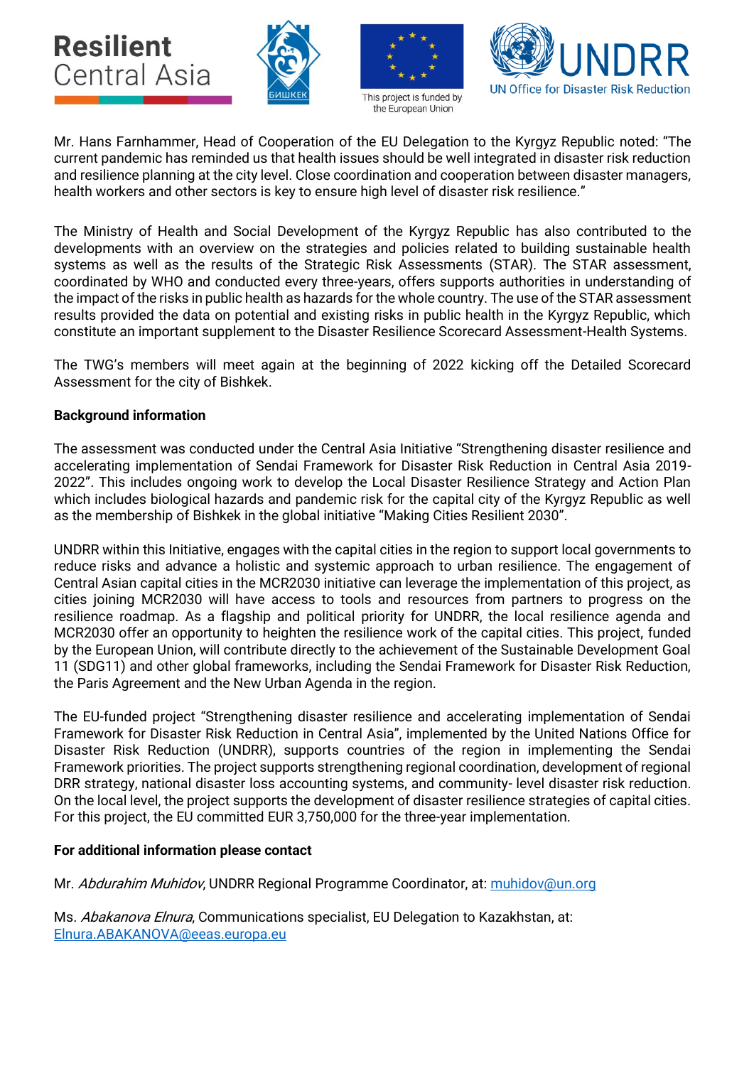Mr. Hans Farnhammer, Head of Cooperation of the EU Delegation to the Kyrgyz Republic noted: "The current pandemic has reminded us that health issues should be well integrated in disaster risk reduction and resilience planning at the city level. Close coordination and cooperation between disaster managers, health workers and other sectors is key to ensure high level of disaster risk resilience."

The Ministry of Health and Social Development of the Kyrgyz Republic has also contributed to the developments with an overview on the strategies and policies related to building sustainable health systems as well as the results of the Strategic Risk Assessments (STAR). The STAR assessment, coordinated by WHO and conducted every three-years, offers supports authorities in understanding of the impact of the risks in public health as hazards for the whole country. The use of the STAR assessment results provided the data on potential and existing risks in public health in the Kyrgyz Republic, which constitute an important supplement to the Disaster Resilience Scorecard Assessment-Health Systems.

The TWG's members will meet again at the beginning of 2022 kicking off the Detailed Scorecard Assessment for the city of Bishkek.

**Background information**

The assessment was conducted under the Central Asia Initiative "Strengthening disaster resilience and accelerating implementation of Sendai Framework for Disaster Risk Reduction in Central Asia 2019-2022". This includes ongoing work to develop the Local Disaster Resilience Strategy and Action Plan which includes biological hazards and pandemic risk for the capital city of the Kyrgyz Republic as well as the membership of Bishkek in the global initiative "Making Cities Resilient 2030".

UNDRR within this Initiative, engages with the capital cities in the region to support local governments to reduce risks and advance a holistic and systemic approach to urban resilience. The engagement of Central Asian capital cities in the MCR2030 initiative can leverage the implementation of this project, as cities joining MCR2030 will have access to tools and resources from partners to progress on the resilience roadmap. As a flagship and political priority for UNDRR, the local resilience agenda and MCR2030 offer an opportunity to heighten the resilience work of the capital cities. This project, funded by the European Union, will contribute directly to the achievement of the Sustainable Development Goal 11 (SDG11) and other global frameworks, including the Sendai Framework for Disaster Risk Reduction, the Paris Agreement and the New Urban Agenda in the region.

The EU-funded project "Strengthening disaster resilience and accelerating implementation of Sendai Framework for Disaster Risk Reduction in Central Asia", implemented by the United Nations Office for Disaster Risk Reduction (UNDRR), supports countries of the region in implementing the Sendai Framework priorities. The project supports strengthening regional coordination, development of regional DRR strategy, national disaster loss accounting systems, and community- level disaster risk reduction. On the local level, the project supports the development of disaster resilience strategies of capital cities. For this project, the EU committed EUR 3,750,000 for the three-year implementation.

**For additional information please contact**

Mr. *Abdurahim Muhidov*, UNDRR Regional Programme Coordinator, at: muhidov@un.org

Ms. *Abakanova Elnura*, Communications specialist, EU Delegation to Kazakhstan, at: Elnura.ABAKANOVA@eeas.europa.eu